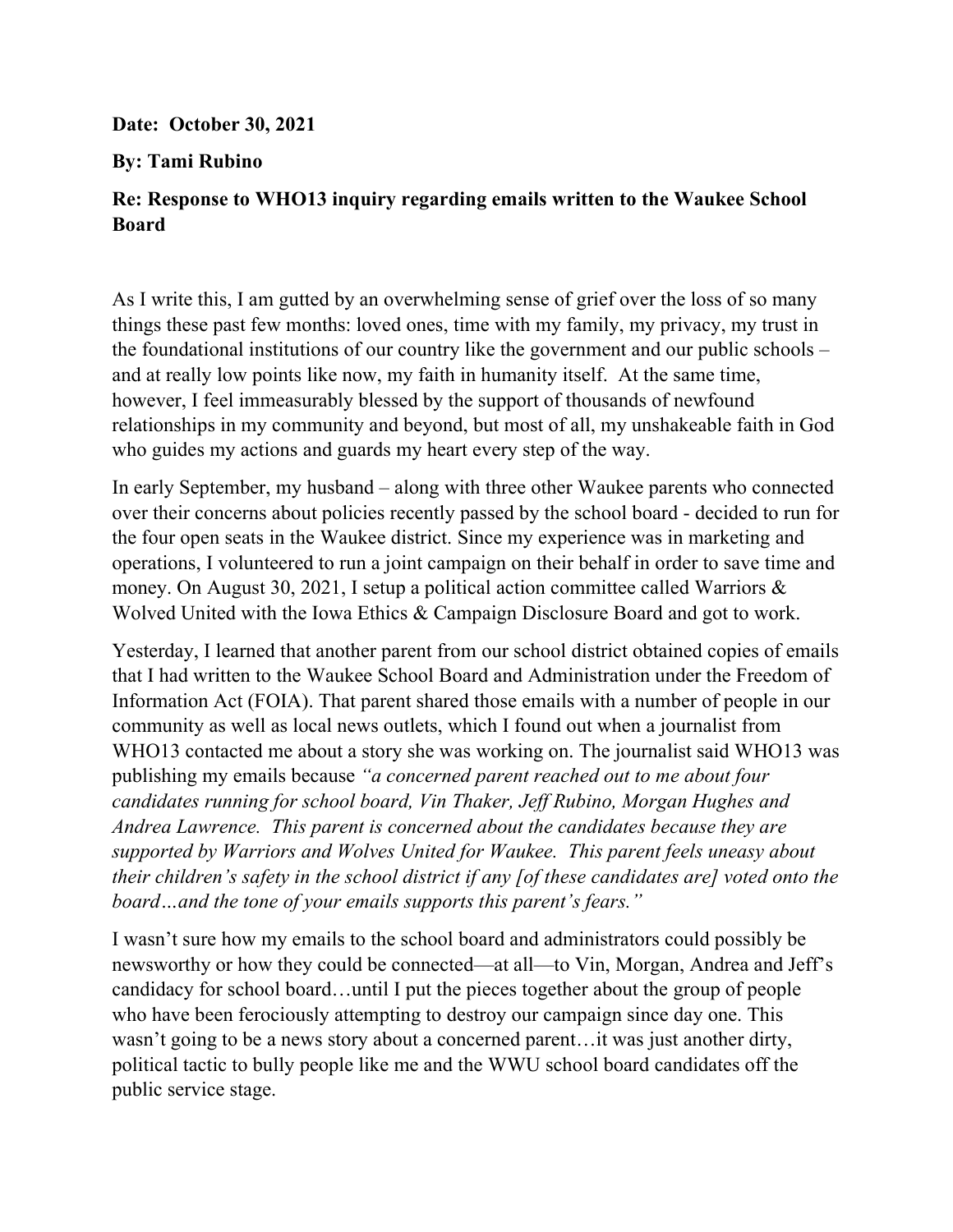**Date: October 30, 2021**

**By: Tami Rubino**

**Re: Response to WHO13 inquiry regarding emails written to the Waukee School Board**

As I write this, I am gutted by an overwhelming sense of grief over the loss of so many things these past few months: loved ones, time with my family, my privacy, my trust in the foundational institutions of our country like the government and our public schools – and at really low points like now, my faith in humanity itself. At the same time, however, I feel immeasurably blessed by the support of thousands of newfound relationships in my community and beyond, but most of all, my unshakeable faith in God who guides my actions and guards my heart every step of the way.

In early September, my husband – along with three other Waukee parents who connected over their concerns about policies recently passed by the school board - decided to run for the four open seats in the Waukee district. Since my experience was in marketing and operations, I volunteered to run a joint campaign on their behalf in order to save time and money. On August 30, 2021, I setup a political action committee called Warriors & Wolved United with the Iowa Ethics & Campaign Disclosure Board and got to work.

Yesterday, I learned that another parent from our school district obtained copies of emails that I had written to the Waukee School Board and Administration under the Freedom of Information Act (FOIA). That parent shared those emails with a number of people in our community as well as local news outlets, which I found out when a journalist from WHO13 contacted me about a story she was working on. The journalist said WHO13 was publishing my emails because *"a concerned parent reached out to me about four candidates running for school board, Vin Thaker, Jeff Rubino, Morgan Hughes and Andrea Lawrence. This parent is concerned about the candidates because they are supported by Warriors and Wolves United for Waukee. This parent feels uneasy about their children's safety in the school district if any [of these candidates are] voted onto the board…and the tone of your emails supports this parent's fears."*

I wasn't sure how my emails to the school board and administrators could possibly be newsworthy or how they could be connected—at all—to Vin, Morgan, Andrea and Jeff's candidacy for school board…until I put the pieces together about the group of people who have been ferociously attempting to destroy our campaign since day one. This wasn't going to be a news story about a concerned parent…it was just another dirty, political tactic to bully people like me and the WWU school board candidates off the public service stage.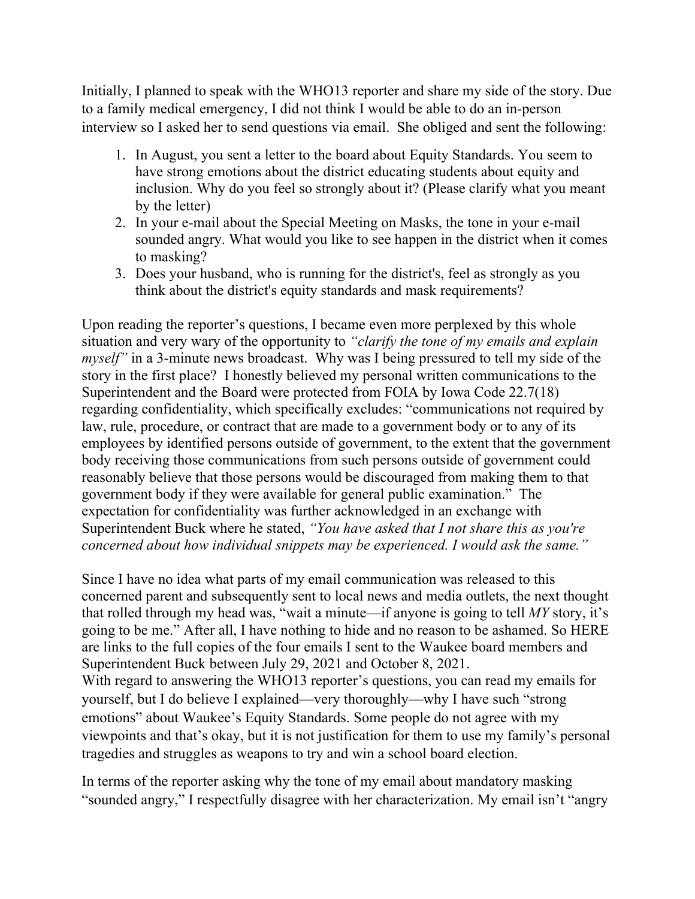Initially, I planned to speak with the WHO13 reporter and share my side of the story. Due to a family medical emergency, I did not think I would be able to do an in-person interview so I asked her to send questions via email. She obliged and sent the following:

1. In August, you sent a letter to the board about Equity Standards. You seem to have strong emotions about the district educating students about equity and inclusion. Why do you feel so strongly about it? (Please clarify what you meant by the letter)
2. In your e-mail about the Special Meeting on Masks, the tone in your e-mail sounded angry. What would you like to see happen in the district when it comes to masking?
3. Does your husband, who is running for the district's, feel as strongly as you think about the district's equity standards and mask requirements?

Upon reading the reporter's questions, I became even more perplexed by this whole situation and very wary of the opportunity to *"clarify the tone of my emails and explain myself"* in a 3-minute news broadcast. Why was I being pressured to tell my side of the story in the first place? I honestly believed my personal written communications to the Superintendent and the Board were protected from FOIA by Iowa Code 22.7(18) regarding confidentiality, which specifically excludes: "communications not required by law, rule, procedure, or contract that are made to a government body or to any of its employees by identified persons outside of government, to the extent that the government body receiving those communications from such persons outside of government could reasonably believe that those persons would be discouraged from making them to that government body if they were available for general public examination." The expectation for confidentiality was further acknowledged in an exchange with Superintendent Buck where he stated, *"You have asked that I not share this as you're concerned about how individual snippets may be experienced. I would ask the same."*

Since I have no idea what parts of my email communication was released to this concerned parent and subsequently sent to local news and media outlets, the next thought that rolled through my head was, "wait a minute—if anyone is going to tell *MY* story, it's going to be me." After all, I have nothing to hide and no reason to be ashamed. So HERE are links to the full copies of the four emails I sent to the Waukee board members and Superintendent Buck between July 29, 2021 and October 8, 2021.

With regard to answering the WHO13 reporter's questions, you can read my emails for yourself, but I do believe I explained—very thoroughly—why I have such "strong emotions" about Waukee's Equity Standards. Some people do not agree with my viewpoints and that's okay, but it is not justification for them to use my family's personal tragedies and struggles as weapons to try and win a school board election.

In terms of the reporter asking why the tone of my email about mandatory masking "sounded angry," I respectfully disagree with her characterization. My email isn't "angry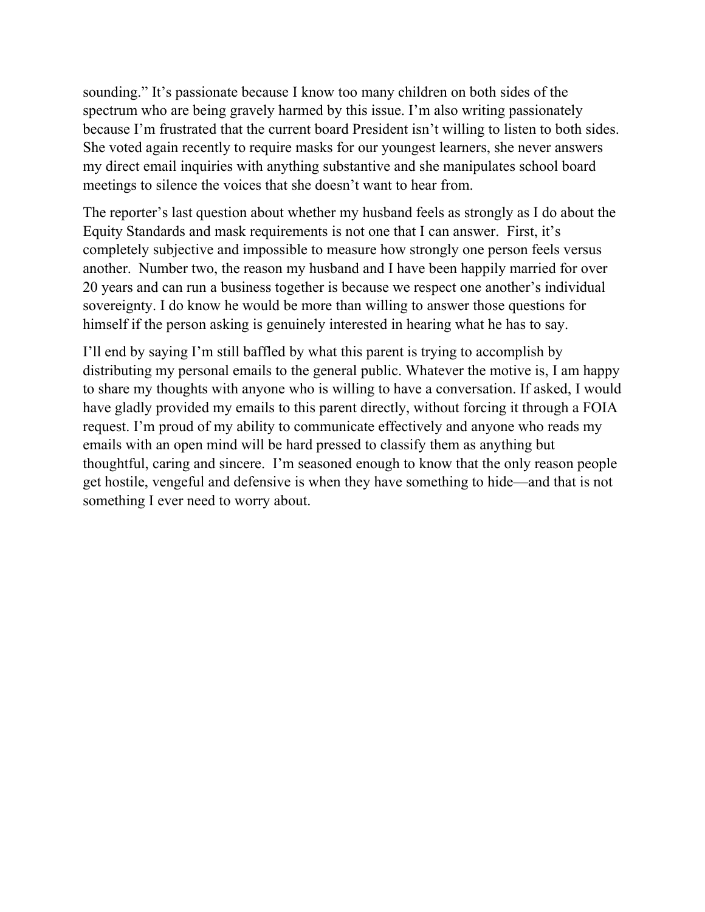sounding." It's passionate because I know too many children on both sides of the spectrum who are being gravely harmed by this issue. I'm also writing passionately because I'm frustrated that the current board President isn't willing to listen to both sides. She voted again recently to require masks for our youngest learners, she never answers my direct email inquiries with anything substantive and she manipulates school board meetings to silence the voices that she doesn't want to hear from.

The reporter's last question about whether my husband feels as strongly as I do about the Equity Standards and mask requirements is not one that I can answer. First, it's completely subjective and impossible to measure how strongly one person feels versus another. Number two, the reason my husband and I have been happily married for over 20 years and can run a business together is because we respect one another's individual sovereignty. I do know he would be more than willing to answer those questions for himself if the person asking is genuinely interested in hearing what he has to say.

I'll end by saying I'm still baffled by what this parent is trying to accomplish by distributing my personal emails to the general public. Whatever the motive is, I am happy to share my thoughts with anyone who is willing to have a conversation. If asked, I would have gladly provided my emails to this parent directly, without forcing it through a FOIA request. I'm proud of my ability to communicate effectively and anyone who reads my emails with an open mind will be hard pressed to classify them as anything but thoughtful, caring and sincere. I'm seasoned enough to know that the only reason people get hostile, vengeful and defensive is when they have something to hide—and that is not something I ever need to worry about.